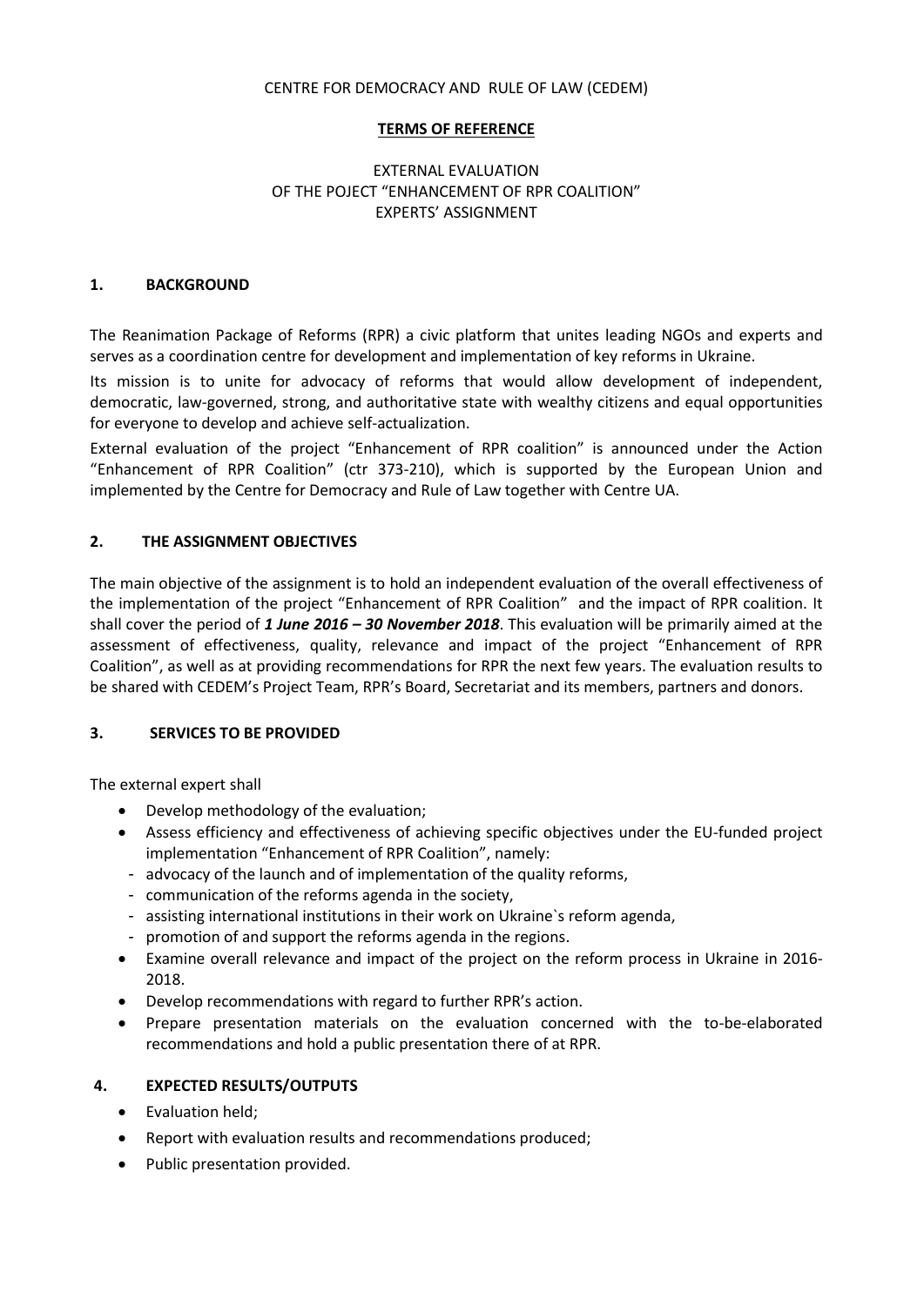CENTRE FOR DEMOCRACY AND RULE OF LAW (CEDEM)

**TERMS OF REFERENCE**

EXTERNAL EVALUATION
OF THE POJECT "ENHANCEMENT OF RPR COALITION"
EXPERTS' ASSIGNMENT

## 1. BACKGROUND

The Reanimation Package of Reforms (RPR) a civic platform that unites leading NGOs and experts and serves as a coordination centre for development and implementation of key reforms in Ukraine.

Its mission is to unite for advocacy of reforms that would allow development of independent, democratic, law-governed, strong, and authoritative state with wealthy citizens and equal opportunities for everyone to develop and achieve self-actualization.

External evaluation of the project "Enhancement of RPR coalition" is announced under the Action "Enhancement of RPR Coalition" (ctr 373-210), which is supported by the European Union and implemented by the Centre for Democracy and Rule of Law together with Centre UA.

## 2. THE ASSIGNMENT OBJECTIVES

The main objective of the assignment is to hold an independent evaluation of the overall effectiveness of the implementation of the project "Enhancement of RPR Coalition" and the impact of RPR coalition. It shall cover the period of ***1 June 2016 – 30 November 2018***. This evaluation will be primarily aimed at the assessment of effectiveness, quality, relevance and impact of the project "Enhancement of RPR Coalition", as well as at providing recommendations for RPR the next few years. The evaluation results to be shared with CEDEM's Project Team, RPR's Board, Secretariat and its members, partners and donors.

## 3. SERVICES TO BE PROVIDED

The external expert shall

- Develop methodology of the evaluation;
- Assess efficiency and effectiveness of achieving specific objectives under the EU-funded project implementation "Enhancement of RPR Coalition", namely:
  - advocacy of the launch and of implementation of the quality reforms,
  - communication of the reforms agenda in the society,
  - assisting international institutions in their work on Ukraine`s reform agenda,
  - promotion of and support the reforms agenda in the regions.
- Examine overall relevance and impact of the project on the reform process in Ukraine in 2016-2018.
- Develop recommendations with regard to further RPR's action.
- Prepare presentation materials on the evaluation concerned with the to-be-elaborated recommendations and hold a public presentation there of at RPR.

## 4. EXPECTED RESULTS/OUTPUTS

- Evaluation held;
- Report with evaluation results and recommendations produced;
- Public presentation provided.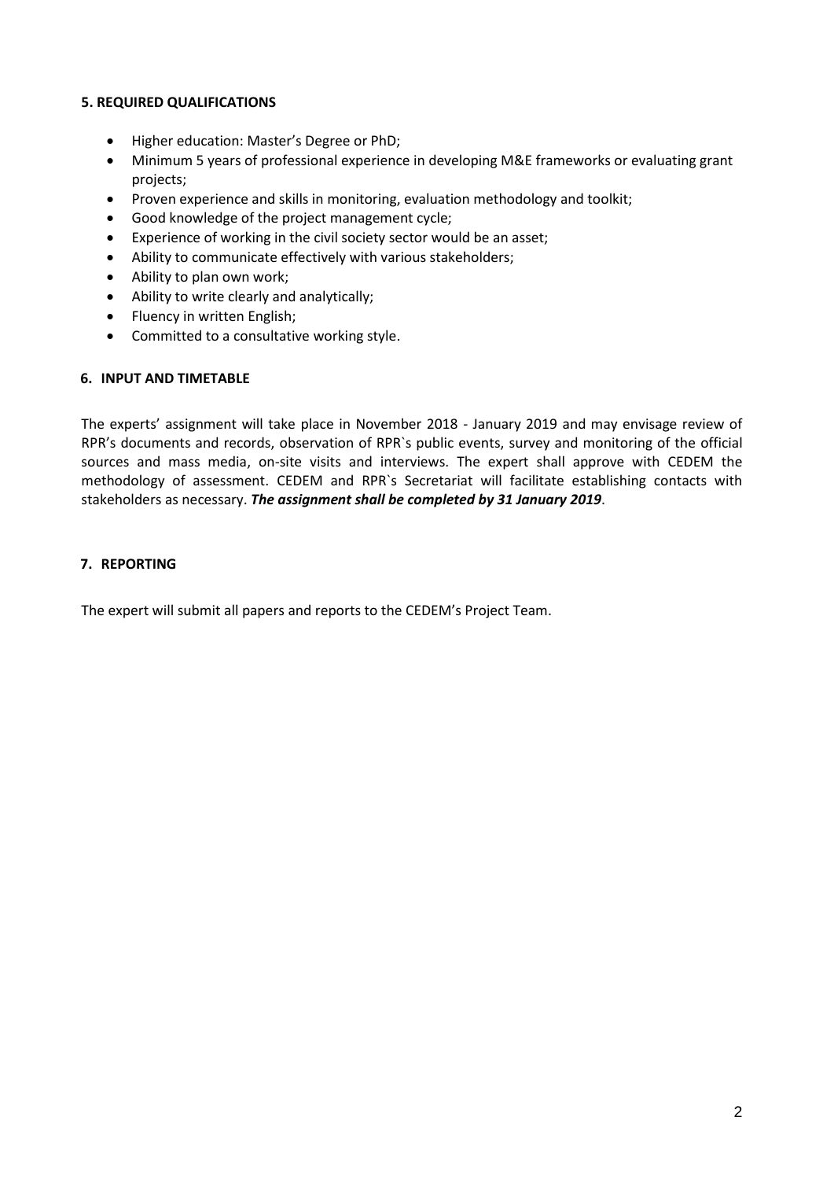### 5. REQUIRED QUALIFICATIONS

- Higher education: Master's Degree or PhD;
- Minimum 5 years of professional experience in developing M&E frameworks or evaluating grant projects;
- Proven experience and skills in monitoring, evaluation methodology and toolkit;
- Good knowledge of the project management cycle;
- Experience of working in the civil society sector would be an asset;
- Ability to communicate effectively with various stakeholders;
- Ability to plan own work;
- Ability to write clearly and analytically;
- Fluency in written English;
- Committed to a consultative working style.

### 6. INPUT AND TIMETABLE

The experts' assignment will take place in November 2018 - January 2019 and may envisage review of RPR's documents and records, observation of RPR`s public events, survey and monitoring of the official sources and mass media, on-site visits and interviews. The expert shall approve with CEDEM the methodology of assessment. CEDEM and RPR`s Secretariat will facilitate establishing contacts with stakeholders as necessary. ***The assignment shall be completed by 31 January 2019***.

### 7. REPORTING

The expert will submit all papers and reports to the CEDEM's Project Team.